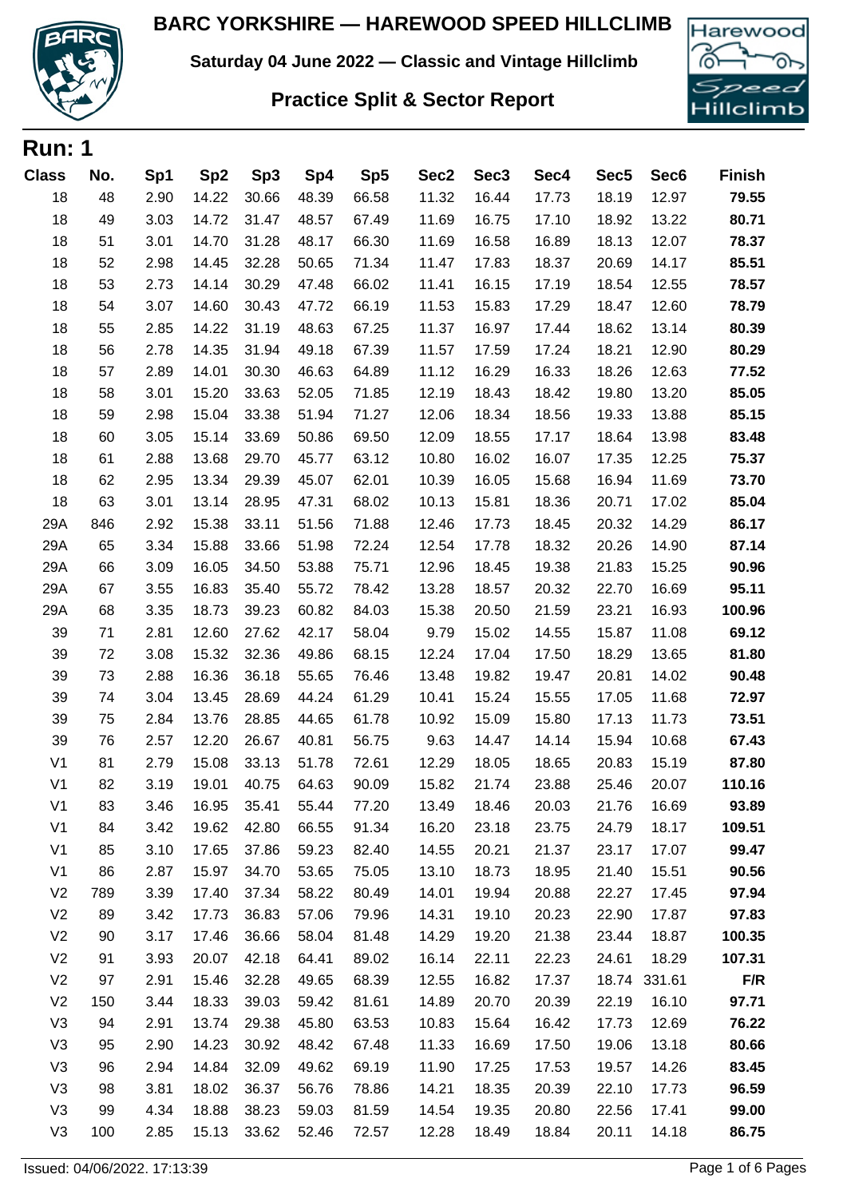# BARC YORKSHIRE — HAREWOOD SPEED HILLCLIMB

**Saturday 04 June 2022 — Classic and Vintage Hillclimb**

## Practice Split & Sector Report

## Run: 1

| Class | No. | Sp1 | Sp2 | Sp3 | Sp4 | Sp5 | Sec2 | Sec3 | Sec4 | Sec5 | Sec6 | Finish |
|---|---|---|---|---|---|---|---|---|---|---|---|---|
| 18 | 48 | 2.90 | 14.22 | 30.66 | 48.39 | 66.58 | 11.32 | 16.44 | 17.73 | 18.19 | 12.97 | **79.55** |
| 18 | 49 | 3.03 | 14.72 | 31.47 | 48.57 | 67.49 | 11.69 | 16.75 | 17.10 | 18.92 | 13.22 | **80.71** |
| 18 | 51 | 3.01 | 14.70 | 31.28 | 48.17 | 66.30 | 11.69 | 16.58 | 16.89 | 18.13 | 12.07 | **78.37** |
| 18 | 52 | 2.98 | 14.45 | 32.28 | 50.65 | 71.34 | 11.47 | 17.83 | 18.37 | 20.69 | 14.17 | **85.51** |
| 18 | 53 | 2.73 | 14.14 | 30.29 | 47.48 | 66.02 | 11.41 | 16.15 | 17.19 | 18.54 | 12.55 | **78.57** |
| 18 | 54 | 3.07 | 14.60 | 30.43 | 47.72 | 66.19 | 11.53 | 15.83 | 17.29 | 18.47 | 12.60 | **78.79** |
| 18 | 55 | 2.85 | 14.22 | 31.19 | 48.63 | 67.25 | 11.37 | 16.97 | 17.44 | 18.62 | 13.14 | **80.39** |
| 18 | 56 | 2.78 | 14.35 | 31.94 | 49.18 | 67.39 | 11.57 | 17.59 | 17.24 | 18.21 | 12.90 | **80.29** |
| 18 | 57 | 2.89 | 14.01 | 30.30 | 46.63 | 64.89 | 11.12 | 16.29 | 16.33 | 18.26 | 12.63 | **77.52** |
| 18 | 58 | 3.01 | 15.20 | 33.63 | 52.05 | 71.85 | 12.19 | 18.43 | 18.42 | 19.80 | 13.20 | **85.05** |
| 18 | 59 | 2.98 | 15.04 | 33.38 | 51.94 | 71.27 | 12.06 | 18.34 | 18.56 | 19.33 | 13.88 | **85.15** |
| 18 | 60 | 3.05 | 15.14 | 33.69 | 50.86 | 69.50 | 12.09 | 18.55 | 17.17 | 18.64 | 13.98 | **83.48** |
| 18 | 61 | 2.88 | 13.68 | 29.70 | 45.77 | 63.12 | 10.80 | 16.02 | 16.07 | 17.35 | 12.25 | **75.37** |
| 18 | 62 | 2.95 | 13.34 | 29.39 | 45.07 | 62.01 | 10.39 | 16.05 | 15.68 | 16.94 | 11.69 | **73.70** |
| 18 | 63 | 3.01 | 13.14 | 28.95 | 47.31 | 68.02 | 10.13 | 15.81 | 18.36 | 20.71 | 17.02 | **85.04** |
| 29A | 846 | 2.92 | 15.38 | 33.11 | 51.56 | 71.88 | 12.46 | 17.73 | 18.45 | 20.32 | 14.29 | **86.17** |
| 29A | 65 | 3.34 | 15.88 | 33.66 | 51.98 | 72.24 | 12.54 | 17.78 | 18.32 | 20.26 | 14.90 | **87.14** |
| 29A | 66 | 3.09 | 16.05 | 34.50 | 53.88 | 75.71 | 12.96 | 18.45 | 19.38 | 21.83 | 15.25 | **90.96** |
| 29A | 67 | 3.55 | 16.83 | 35.40 | 55.72 | 78.42 | 13.28 | 18.57 | 20.32 | 22.70 | 16.69 | **95.11** |
| 29A | 68 | 3.35 | 18.73 | 39.23 | 60.82 | 84.03 | 15.38 | 20.50 | 21.59 | 23.21 | 16.93 | **100.96** |
| 39 | 71 | 2.81 | 12.60 | 27.62 | 42.17 | 58.04 | 9.79 | 15.02 | 14.55 | 15.87 | 11.08 | **69.12** |
| 39 | 72 | 3.08 | 15.32 | 32.36 | 49.86 | 68.15 | 12.24 | 17.04 | 17.50 | 18.29 | 13.65 | **81.80** |
| 39 | 73 | 2.88 | 16.36 | 36.18 | 55.65 | 76.46 | 13.48 | 19.82 | 19.47 | 20.81 | 14.02 | **90.48** |
| 39 | 74 | 3.04 | 13.45 | 28.69 | 44.24 | 61.29 | 10.41 | 15.24 | 15.55 | 17.05 | 11.68 | **72.97** |
| 39 | 75 | 2.84 | 13.76 | 28.85 | 44.65 | 61.78 | 10.92 | 15.09 | 15.80 | 17.13 | 11.73 | **73.51** |
| 39 | 76 | 2.57 | 12.20 | 26.67 | 40.81 | 56.75 | 9.63 | 14.47 | 14.14 | 15.94 | 10.68 | **67.43** |
| V1 | 81 | 2.79 | 15.08 | 33.13 | 51.78 | 72.61 | 12.29 | 18.05 | 18.65 | 20.83 | 15.19 | **87.80** |
| V1 | 82 | 3.19 | 19.01 | 40.75 | 64.63 | 90.09 | 15.82 | 21.74 | 23.88 | 25.46 | 20.07 | **110.16** |
| V1 | 83 | 3.46 | 16.95 | 35.41 | 55.44 | 77.20 | 13.49 | 18.46 | 20.03 | 21.76 | 16.69 | **93.89** |
| V1 | 84 | 3.42 | 19.62 | 42.80 | 66.55 | 91.34 | 16.20 | 23.18 | 23.75 | 24.79 | 18.17 | **109.51** |
| V1 | 85 | 3.10 | 17.65 | 37.86 | 59.23 | 82.40 | 14.55 | 20.21 | 21.37 | 23.17 | 17.07 | **99.47** |
| V1 | 86 | 2.87 | 15.97 | 34.70 | 53.65 | 75.05 | 13.10 | 18.73 | 18.95 | 21.40 | 15.51 | **90.56** |
| V2 | 789 | 3.39 | 17.40 | 37.34 | 58.22 | 80.49 | 14.01 | 19.94 | 20.88 | 22.27 | 17.45 | **97.94** |
| V2 | 89 | 3.42 | 17.73 | 36.83 | 57.06 | 79.96 | 14.31 | 19.10 | 20.23 | 22.90 | 17.87 | **97.83** |
| V2 | 90 | 3.17 | 17.46 | 36.66 | 58.04 | 81.48 | 14.29 | 19.20 | 21.38 | 23.44 | 18.87 | **100.35** |
| V2 | 91 | 3.93 | 20.07 | 42.18 | 64.41 | 89.02 | 16.14 | 22.11 | 22.23 | 24.61 | 18.29 | **107.31** |
| V2 | 97 | 2.91 | 15.46 | 32.28 | 49.65 | 68.39 | 12.55 | 16.82 | 17.37 | 18.74 | 331.61 | **F/R** |
| V2 | 150 | 3.44 | 18.33 | 39.03 | 59.42 | 81.61 | 14.89 | 20.70 | 20.39 | 22.19 | 16.10 | **97.71** |
| V3 | 94 | 2.91 | 13.74 | 29.38 | 45.80 | 63.53 | 10.83 | 15.64 | 16.42 | 17.73 | 12.69 | **76.22** |
| V3 | 95 | 2.90 | 14.23 | 30.92 | 48.42 | 67.48 | 11.33 | 16.69 | 17.50 | 19.06 | 13.18 | **80.66** |
| V3 | 96 | 2.94 | 14.84 | 32.09 | 49.62 | 69.19 | 11.90 | 17.25 | 17.53 | 19.57 | 14.26 | **83.45** |
| V3 | 98 | 3.81 | 18.02 | 36.37 | 56.76 | 78.86 | 14.21 | 18.35 | 20.39 | 22.10 | 17.73 | **96.59** |
| V3 | 99 | 4.34 | 18.88 | 38.23 | 59.03 | 81.59 | 14.54 | 19.35 | 20.80 | 22.56 | 17.41 | **99.00** |
| V3 | 100 | 2.85 | 15.13 | 33.62 | 52.46 | 72.57 | 12.28 | 18.49 | 18.84 | 20.11 | 14.18 | **86.75** |

Issued: 04/06/2022. 17:13:39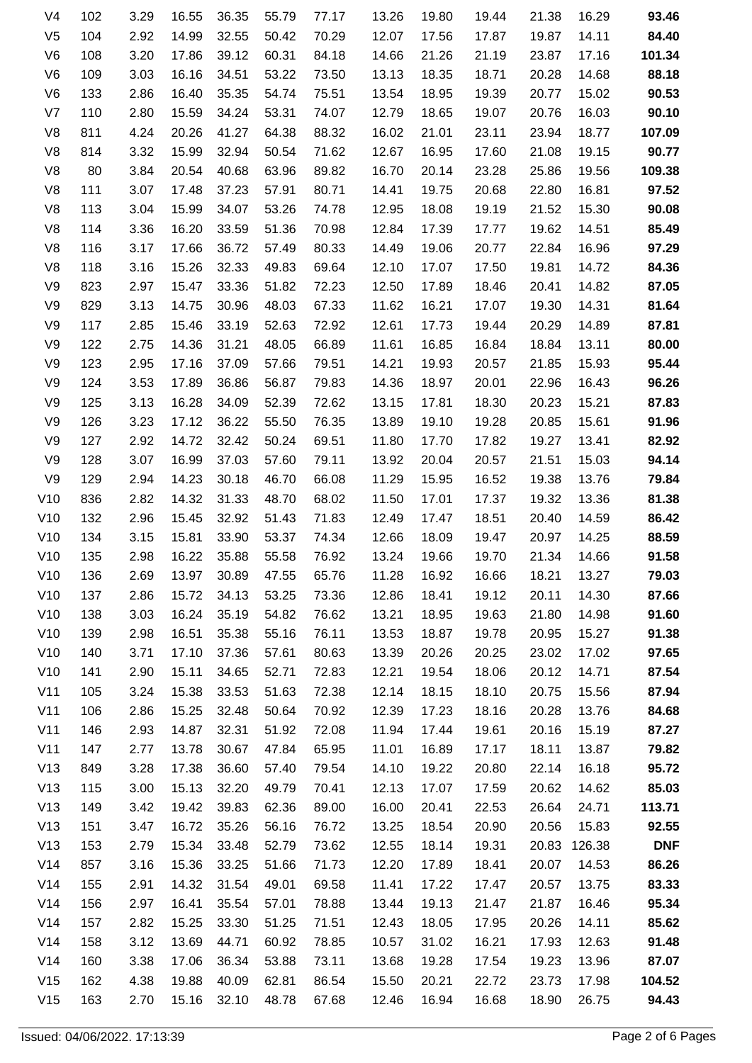| | | | | | | | | | | | | |
|---|---|---|---|---|---|---|---|---|---|---|---|---|
| V4 | 102 | 3.29 | 16.55 | 36.35 | 55.79 | 77.17 | 13.26 | 19.80 | 19.44 | 21.38 | 16.29 | **93.46** |
| V5 | 104 | 2.92 | 14.99 | 32.55 | 50.42 | 70.29 | 12.07 | 17.56 | 17.87 | 19.87 | 14.11 | **84.40** |
| V6 | 108 | 3.20 | 17.86 | 39.12 | 60.31 | 84.18 | 14.66 | 21.26 | 21.19 | 23.87 | 17.16 | **101.34** |
| V6 | 109 | 3.03 | 16.16 | 34.51 | 53.22 | 73.50 | 13.13 | 18.35 | 18.71 | 20.28 | 14.68 | **88.18** |
| V6 | 133 | 2.86 | 16.40 | 35.35 | 54.74 | 75.51 | 13.54 | 18.95 | 19.39 | 20.77 | 15.02 | **90.53** |
| V7 | 110 | 2.80 | 15.59 | 34.24 | 53.31 | 74.07 | 12.79 | 18.65 | 19.07 | 20.76 | 16.03 | **90.10** |
| V8 | 811 | 4.24 | 20.26 | 41.27 | 64.38 | 88.32 | 16.02 | 21.01 | 23.11 | 23.94 | 18.77 | **107.09** |
| V8 | 814 | 3.32 | 15.99 | 32.94 | 50.54 | 71.62 | 12.67 | 16.95 | 17.60 | 21.08 | 19.15 | **90.77** |
| V8 | 80 | 3.84 | 20.54 | 40.68 | 63.96 | 89.82 | 16.70 | 20.14 | 23.28 | 25.86 | 19.56 | **109.38** |
| V8 | 111 | 3.07 | 17.48 | 37.23 | 57.91 | 80.71 | 14.41 | 19.75 | 20.68 | 22.80 | 16.81 | **97.52** |
| V8 | 113 | 3.04 | 15.99 | 34.07 | 53.26 | 74.78 | 12.95 | 18.08 | 19.19 | 21.52 | 15.30 | **90.08** |
| V8 | 114 | 3.36 | 16.20 | 33.59 | 51.36 | 70.98 | 12.84 | 17.39 | 17.77 | 19.62 | 14.51 | **85.49** |
| V8 | 116 | 3.17 | 17.66 | 36.72 | 57.49 | 80.33 | 14.49 | 19.06 | 20.77 | 22.84 | 16.96 | **97.29** |
| V8 | 118 | 3.16 | 15.26 | 32.33 | 49.83 | 69.64 | 12.10 | 17.07 | 17.50 | 19.81 | 14.72 | **84.36** |
| V9 | 823 | 2.97 | 15.47 | 33.36 | 51.82 | 72.23 | 12.50 | 17.89 | 18.46 | 20.41 | 14.82 | **87.05** |
| V9 | 829 | 3.13 | 14.75 | 30.96 | 48.03 | 67.33 | 11.62 | 16.21 | 17.07 | 19.30 | 14.31 | **81.64** |
| V9 | 117 | 2.85 | 15.46 | 33.19 | 52.63 | 72.92 | 12.61 | 17.73 | 19.44 | 20.29 | 14.89 | **87.81** |
| V9 | 122 | 2.75 | 14.36 | 31.21 | 48.05 | 66.89 | 11.61 | 16.85 | 16.84 | 18.84 | 13.11 | **80.00** |
| V9 | 123 | 2.95 | 17.16 | 37.09 | 57.66 | 79.51 | 14.21 | 19.93 | 20.57 | 21.85 | 15.93 | **95.44** |
| V9 | 124 | 3.53 | 17.89 | 36.86 | 56.87 | 79.83 | 14.36 | 18.97 | 20.01 | 22.96 | 16.43 | **96.26** |
| V9 | 125 | 3.13 | 16.28 | 34.09 | 52.39 | 72.62 | 13.15 | 17.81 | 18.30 | 20.23 | 15.21 | **87.83** |
| V9 | 126 | 3.23 | 17.12 | 36.22 | 55.50 | 76.35 | 13.89 | 19.10 | 19.28 | 20.85 | 15.61 | **91.96** |
| V9 | 127 | 2.92 | 14.72 | 32.42 | 50.24 | 69.51 | 11.80 | 17.70 | 17.82 | 19.27 | 13.41 | **82.92** |
| V9 | 128 | 3.07 | 16.99 | 37.03 | 57.60 | 79.11 | 13.92 | 20.04 | 20.57 | 21.51 | 15.03 | **94.14** |
| V9 | 129 | 2.94 | 14.23 | 30.18 | 46.70 | 66.08 | 11.29 | 15.95 | 16.52 | 19.38 | 13.76 | **79.84** |
| V10 | 836 | 2.82 | 14.32 | 31.33 | 48.70 | 68.02 | 11.50 | 17.01 | 17.37 | 19.32 | 13.36 | **81.38** |
| V10 | 132 | 2.96 | 15.45 | 32.92 | 51.43 | 71.83 | 12.49 | 17.47 | 18.51 | 20.40 | 14.59 | **86.42** |
| V10 | 134 | 3.15 | 15.81 | 33.90 | 53.37 | 74.34 | 12.66 | 18.09 | 19.47 | 20.97 | 14.25 | **88.59** |
| V10 | 135 | 2.98 | 16.22 | 35.88 | 55.58 | 76.92 | 13.24 | 19.66 | 19.70 | 21.34 | 14.66 | **91.58** |
| V10 | 136 | 2.69 | 13.97 | 30.89 | 47.55 | 65.76 | 11.28 | 16.92 | 16.66 | 18.21 | 13.27 | **79.03** |
| V10 | 137 | 2.86 | 15.72 | 34.13 | 53.25 | 73.36 | 12.86 | 18.41 | 19.12 | 20.11 | 14.30 | **87.66** |
| V10 | 138 | 3.03 | 16.24 | 35.19 | 54.82 | 76.62 | 13.21 | 18.95 | 19.63 | 21.80 | 14.98 | **91.60** |
| V10 | 139 | 2.98 | 16.51 | 35.38 | 55.16 | 76.11 | 13.53 | 18.87 | 19.78 | 20.95 | 15.27 | **91.38** |
| V10 | 140 | 3.71 | 17.10 | 37.36 | 57.61 | 80.63 | 13.39 | 20.26 | 20.25 | 23.02 | 17.02 | **97.65** |
| V10 | 141 | 2.90 | 15.11 | 34.65 | 52.71 | 72.83 | 12.21 | 19.54 | 18.06 | 20.12 | 14.71 | **87.54** |
| V11 | 105 | 3.24 | 15.38 | 33.53 | 51.63 | 72.38 | 12.14 | 18.15 | 18.10 | 20.75 | 15.56 | **87.94** |
| V11 | 106 | 2.86 | 15.25 | 32.48 | 50.64 | 70.92 | 12.39 | 17.23 | 18.16 | 20.28 | 13.76 | **84.68** |
| V11 | 146 | 2.93 | 14.87 | 32.31 | 51.92 | 72.08 | 11.94 | 17.44 | 19.61 | 20.16 | 15.19 | **87.27** |
| V11 | 147 | 2.77 | 13.78 | 30.67 | 47.84 | 65.95 | 11.01 | 16.89 | 17.17 | 18.11 | 13.87 | **79.82** |
| V13 | 849 | 3.28 | 17.38 | 36.60 | 57.40 | 79.54 | 14.10 | 19.22 | 20.80 | 22.14 | 16.18 | **95.72** |
| V13 | 115 | 3.00 | 15.13 | 32.20 | 49.79 | 70.41 | 12.13 | 17.07 | 17.59 | 20.62 | 14.62 | **85.03** |
| V13 | 149 | 3.42 | 19.42 | 39.83 | 62.36 | 89.00 | 16.00 | 20.41 | 22.53 | 26.64 | 24.71 | **113.71** |
| V13 | 151 | 3.47 | 16.72 | 35.26 | 56.16 | 76.72 | 13.25 | 18.54 | 20.90 | 20.56 | 15.83 | **92.55** |
| V13 | 153 | 2.79 | 15.34 | 33.48 | 52.79 | 73.62 | 12.55 | 18.14 | 19.31 | 20.83 | 126.38 | **DNF** |
| V14 | 857 | 3.16 | 15.36 | 33.25 | 51.66 | 71.73 | 12.20 | 17.89 | 18.41 | 20.07 | 14.53 | **86.26** |
| V14 | 155 | 2.91 | 14.32 | 31.54 | 49.01 | 69.58 | 11.41 | 17.22 | 17.47 | 20.57 | 13.75 | **83.33** |
| V14 | 156 | 2.97 | 16.41 | 35.54 | 57.01 | 78.88 | 13.44 | 19.13 | 21.47 | 21.87 | 16.46 | **95.34** |
| V14 | 157 | 2.82 | 15.25 | 33.30 | 51.25 | 71.51 | 12.43 | 18.05 | 17.95 | 20.26 | 14.11 | **85.62** |
| V14 | 158 | 3.12 | 13.69 | 44.71 | 60.92 | 78.85 | 10.57 | 31.02 | 16.21 | 17.93 | 12.63 | **91.48** |
| V14 | 160 | 3.38 | 17.06 | 36.34 | 53.88 | 73.11 | 13.68 | 19.28 | 17.54 | 19.23 | 13.96 | **87.07** |
| V15 | 162 | 4.38 | 19.88 | 40.09 | 62.81 | 86.54 | 15.50 | 20.21 | 22.72 | 23.73 | 17.98 | **104.52** |
| V15 | 163 | 2.70 | 15.16 | 32.10 | 48.78 | 67.68 | 12.46 | 16.94 | 16.68 | 18.90 | 26.75 | **94.43** |

Issued: 04/06/2022. 17:13:39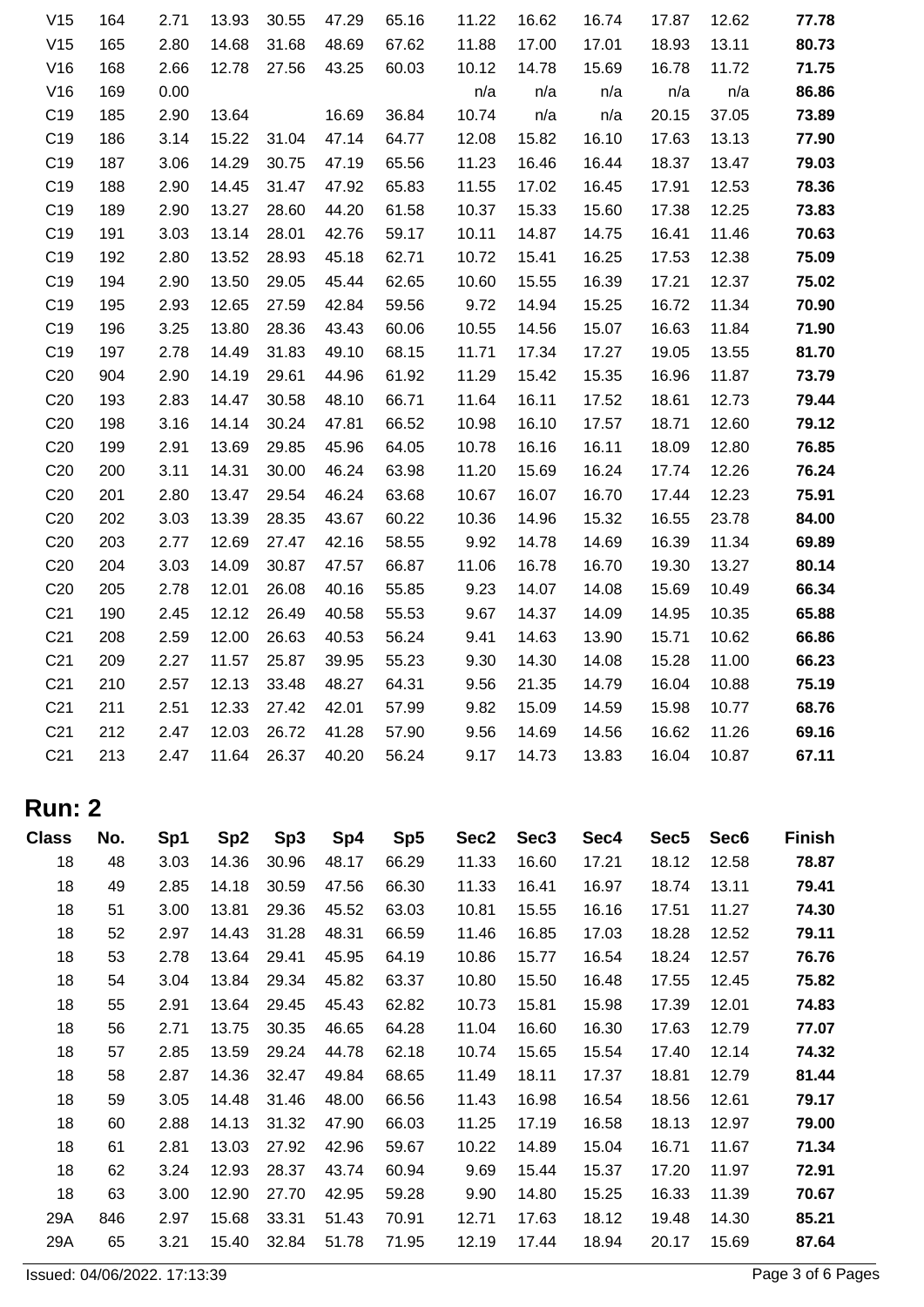| Class | No. | Sp1 | Sp2 | Sp3 | Sp4 | Sp5 | Sec2 | Sec3 | Sec4 | Sec5 | Sec6 | Finish |
|---|---|---|---|---|---|---|---|---|---|---|---|---|
| V15 | 164 | 2.71 | 13.93 | 30.55 | 47.29 | 65.16 | 11.22 | 16.62 | 16.74 | 17.87 | 12.62 | **77.78** |
| V15 | 165 | 2.80 | 14.68 | 31.68 | 48.69 | 67.62 | 11.88 | 17.00 | 17.01 | 18.93 | 13.11 | **80.73** |
| V16 | 168 | 2.66 | 12.78 | 27.56 | 43.25 | 60.03 | 10.12 | 14.78 | 15.69 | 16.78 | 11.72 | **71.75** |
| V16 | 169 | 0.00 | | | | | n/a | n/a | n/a | n/a | n/a | **86.86** |
| C19 | 185 | 2.90 | 13.64 | | 16.69 | 36.84 | 10.74 | n/a | n/a | 20.15 | 37.05 | **73.89** |
| C19 | 186 | 3.14 | 15.22 | 31.04 | 47.14 | 64.77 | 12.08 | 15.82 | 16.10 | 17.63 | 13.13 | **77.90** |
| C19 | 187 | 3.06 | 14.29 | 30.75 | 47.19 | 65.56 | 11.23 | 16.46 | 16.44 | 18.37 | 13.47 | **79.03** |
| C19 | 188 | 2.90 | 14.45 | 31.47 | 47.92 | 65.83 | 11.55 | 17.02 | 16.45 | 17.91 | 12.53 | **78.36** |
| C19 | 189 | 2.90 | 13.27 | 28.60 | 44.20 | 61.58 | 10.37 | 15.33 | 15.60 | 17.38 | 12.25 | **73.83** |
| C19 | 191 | 3.03 | 13.14 | 28.01 | 42.76 | 59.17 | 10.11 | 14.87 | 14.75 | 16.41 | 11.46 | **70.63** |
| C19 | 192 | 2.80 | 13.52 | 28.93 | 45.18 | 62.71 | 10.72 | 15.41 | 16.25 | 17.53 | 12.38 | **75.09** |
| C19 | 194 | 2.90 | 13.50 | 29.05 | 45.44 | 62.65 | 10.60 | 15.55 | 16.39 | 17.21 | 12.37 | **75.02** |
| C19 | 195 | 2.93 | 12.65 | 27.59 | 42.84 | 59.56 | 9.72 | 14.94 | 15.25 | 16.72 | 11.34 | **70.90** |
| C19 | 196 | 3.25 | 13.80 | 28.36 | 43.43 | 60.06 | 10.55 | 14.56 | 15.07 | 16.63 | 11.84 | **71.90** |
| C19 | 197 | 2.78 | 14.49 | 31.83 | 49.10 | 68.15 | 11.71 | 17.34 | 17.27 | 19.05 | 13.55 | **81.70** |
| C20 | 904 | 2.90 | 14.19 | 29.61 | 44.96 | 61.92 | 11.29 | 15.42 | 15.35 | 16.96 | 11.87 | **73.79** |
| C20 | 193 | 2.83 | 14.47 | 30.58 | 48.10 | 66.71 | 11.64 | 16.11 | 17.52 | 18.61 | 12.73 | **79.44** |
| C20 | 198 | 3.16 | 14.14 | 30.24 | 47.81 | 66.52 | 10.98 | 16.10 | 17.57 | 18.71 | 12.60 | **79.12** |
| C20 | 199 | 2.91 | 13.69 | 29.85 | 45.96 | 64.05 | 10.78 | 16.16 | 16.11 | 18.09 | 12.80 | **76.85** |
| C20 | 200 | 3.11 | 14.31 | 30.00 | 46.24 | 63.98 | 11.20 | 15.69 | 16.24 | 17.74 | 12.26 | **76.24** |
| C20 | 201 | 2.80 | 13.47 | 29.54 | 46.24 | 63.68 | 10.67 | 16.07 | 16.70 | 17.44 | 12.23 | **75.91** |
| C20 | 202 | 3.03 | 13.39 | 28.35 | 43.67 | 60.22 | 10.36 | 14.96 | 15.32 | 16.55 | 23.78 | **84.00** |
| C20 | 203 | 2.77 | 12.69 | 27.47 | 42.16 | 58.55 | 9.92 | 14.78 | 14.69 | 16.39 | 11.34 | **69.89** |
| C20 | 204 | 3.03 | 14.09 | 30.87 | 47.57 | 66.87 | 11.06 | 16.78 | 16.70 | 19.30 | 13.27 | **80.14** |
| C20 | 205 | 2.78 | 12.01 | 26.08 | 40.16 | 55.85 | 9.23 | 14.07 | 14.08 | 15.69 | 10.49 | **66.34** |
| C21 | 190 | 2.45 | 12.12 | 26.49 | 40.58 | 55.53 | 9.67 | 14.37 | 14.09 | 14.95 | 10.35 | **65.88** |
| C21 | 208 | 2.59 | 12.00 | 26.63 | 40.53 | 56.24 | 9.41 | 14.63 | 13.90 | 15.71 | 10.62 | **66.86** |
| C21 | 209 | 2.27 | 11.57 | 25.87 | 39.95 | 55.23 | 9.30 | 14.30 | 14.08 | 15.28 | 11.00 | **66.23** |
| C21 | 210 | 2.57 | 12.13 | 33.48 | 48.27 | 64.31 | 9.56 | 21.35 | 14.79 | 16.04 | 10.88 | **75.19** |
| C21 | 211 | 2.51 | 12.33 | 27.42 | 42.01 | 57.99 | 9.82 | 15.09 | 14.59 | 15.98 | 10.77 | **68.76** |
| C21 | 212 | 2.47 | 12.03 | 26.72 | 41.28 | 57.90 | 9.56 | 14.69 | 14.56 | 16.62 | 11.26 | **69.16** |
| C21 | 213 | 2.47 | 11.64 | 26.37 | 40.20 | 56.24 | 9.17 | 14.73 | 13.83 | 16.04 | 10.87 | **67.11** |

## Run: 2

| Class | No. | Sp1 | Sp2 | Sp3 | Sp4 | Sp5 | Sec2 | Sec3 | Sec4 | Sec5 | Sec6 | Finish |
|---|---|---|---|---|---|---|---|---|---|---|---|---|
| 18 | 48 | 3.03 | 14.36 | 30.96 | 48.17 | 66.29 | 11.33 | 16.60 | 17.21 | 18.12 | 12.58 | **78.87** |
| 18 | 49 | 2.85 | 14.18 | 30.59 | 47.56 | 66.30 | 11.33 | 16.41 | 16.97 | 18.74 | 13.11 | **79.41** |
| 18 | 51 | 3.00 | 13.81 | 29.36 | 45.52 | 63.03 | 10.81 | 15.55 | 16.16 | 17.51 | 11.27 | **74.30** |
| 18 | 52 | 2.97 | 14.43 | 31.28 | 48.31 | 66.59 | 11.46 | 16.85 | 17.03 | 18.28 | 12.52 | **79.11** |
| 18 | 53 | 2.78 | 13.64 | 29.41 | 45.95 | 64.19 | 10.86 | 15.77 | 16.54 | 18.24 | 12.57 | **76.76** |
| 18 | 54 | 3.04 | 13.84 | 29.34 | 45.82 | 63.37 | 10.80 | 15.50 | 16.48 | 17.55 | 12.45 | **75.82** |
| 18 | 55 | 2.91 | 13.64 | 29.45 | 45.43 | 62.82 | 10.73 | 15.81 | 15.98 | 17.39 | 12.01 | **74.83** |
| 18 | 56 | 2.71 | 13.75 | 30.35 | 46.65 | 64.28 | 11.04 | 16.60 | 16.30 | 17.63 | 12.79 | **77.07** |
| 18 | 57 | 2.85 | 13.59 | 29.24 | 44.78 | 62.18 | 10.74 | 15.65 | 15.54 | 17.40 | 12.14 | **74.32** |
| 18 | 58 | 2.87 | 14.36 | 32.47 | 49.84 | 68.65 | 11.49 | 18.11 | 17.37 | 18.81 | 12.79 | **81.44** |
| 18 | 59 | 3.05 | 14.48 | 31.46 | 48.00 | 66.56 | 11.43 | 16.98 | 16.54 | 18.56 | 12.61 | **79.17** |
| 18 | 60 | 2.88 | 14.13 | 31.32 | 47.90 | 66.03 | 11.25 | 17.19 | 16.58 | 18.13 | 12.97 | **79.00** |
| 18 | 61 | 2.81 | 13.03 | 27.92 | 42.96 | 59.67 | 10.22 | 14.89 | 15.04 | 16.71 | 11.67 | **71.34** |
| 18 | 62 | 3.24 | 12.93 | 28.37 | 43.74 | 60.94 | 9.69 | 15.44 | 15.37 | 17.20 | 11.97 | **72.91** |
| 18 | 63 | 3.00 | 12.90 | 27.70 | 42.95 | 59.28 | 9.90 | 14.80 | 15.25 | 16.33 | 11.39 | **70.67** |
| 29A | 846 | 2.97 | 15.68 | 33.31 | 51.43 | 70.91 | 12.71 | 17.63 | 18.12 | 19.48 | 14.30 | **85.21** |
| 29A | 65 | 3.21 | 15.40 | 32.84 | 51.78 | 71.95 | 12.19 | 17.44 | 18.94 | 20.17 | 15.69 | **87.64** |

Issued: 04/06/2022. 17:13:39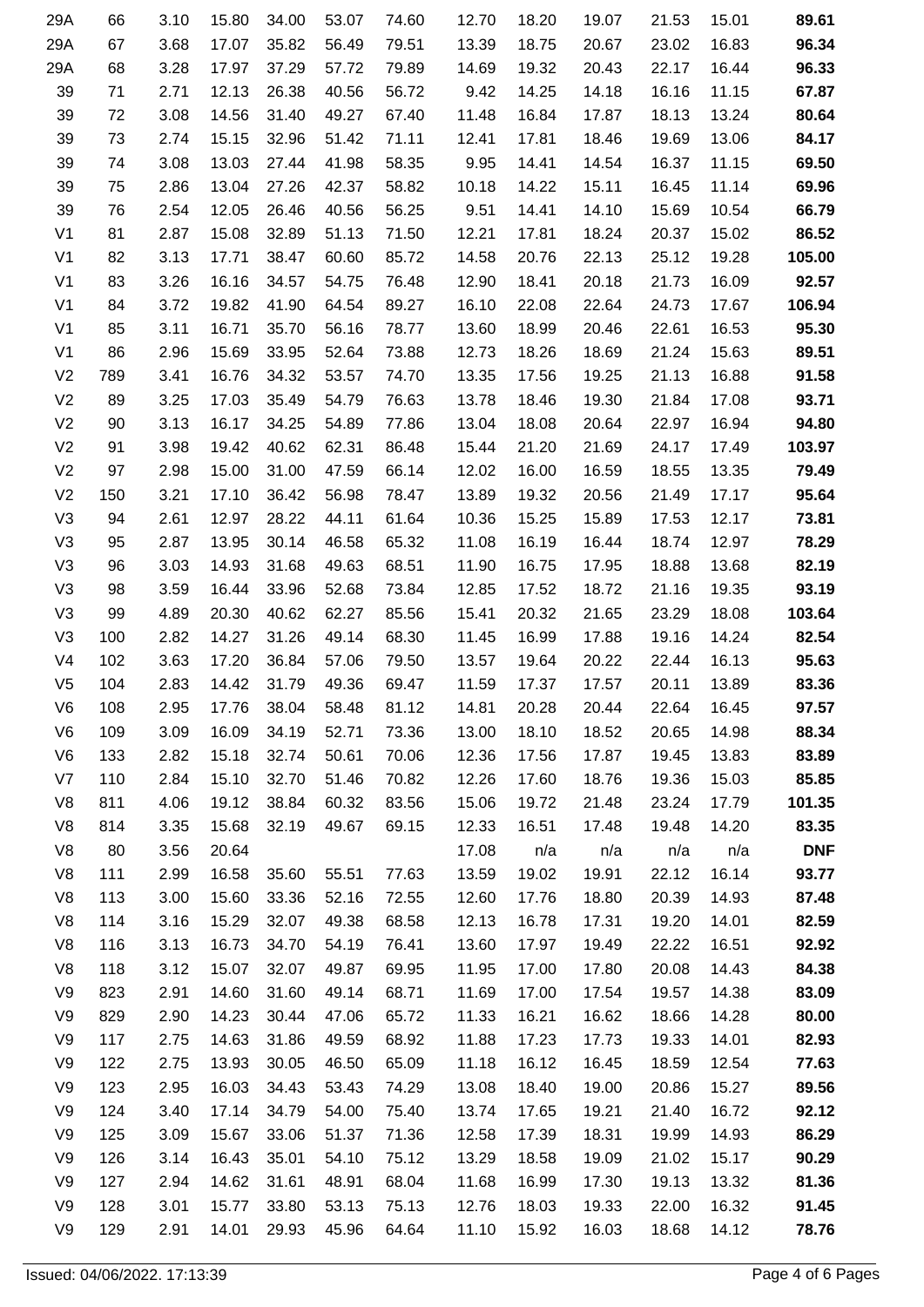| | | | | | | | | | | | | |
|---|---|---|---|---|---|---|---|---|---|---|---|---|
| 29A | 66 | 3.10 | 15.80 | 34.00 | 53.07 | 74.60 | 12.70 | 18.20 | 19.07 | 21.53 | 15.01 | **89.61** |
| 29A | 67 | 3.68 | 17.07 | 35.82 | 56.49 | 79.51 | 13.39 | 18.75 | 20.67 | 23.02 | 16.83 | **96.34** |
| 29A | 68 | 3.28 | 17.97 | 37.29 | 57.72 | 79.89 | 14.69 | 19.32 | 20.43 | 22.17 | 16.44 | **96.33** |
| 39 | 71 | 2.71 | 12.13 | 26.38 | 40.56 | 56.72 | 9.42 | 14.25 | 14.18 | 16.16 | 11.15 | **67.87** |
| 39 | 72 | 3.08 | 14.56 | 31.40 | 49.27 | 67.40 | 11.48 | 16.84 | 17.87 | 18.13 | 13.24 | **80.64** |
| 39 | 73 | 2.74 | 15.15 | 32.96 | 51.42 | 71.11 | 12.41 | 17.81 | 18.46 | 19.69 | 13.06 | **84.17** |
| 39 | 74 | 3.08 | 13.03 | 27.44 | 41.98 | 58.35 | 9.95 | 14.41 | 14.54 | 16.37 | 11.15 | **69.50** |
| 39 | 75 | 2.86 | 13.04 | 27.26 | 42.37 | 58.82 | 10.18 | 14.22 | 15.11 | 16.45 | 11.14 | **69.96** |
| 39 | 76 | 2.54 | 12.05 | 26.46 | 40.56 | 56.25 | 9.51 | 14.41 | 14.10 | 15.69 | 10.54 | **66.79** |
| V1 | 81 | 2.87 | 15.08 | 32.89 | 51.13 | 71.50 | 12.21 | 17.81 | 18.24 | 20.37 | 15.02 | **86.52** |
| V1 | 82 | 3.13 | 17.71 | 38.47 | 60.60 | 85.72 | 14.58 | 20.76 | 22.13 | 25.12 | 19.28 | **105.00** |
| V1 | 83 | 3.26 | 16.16 | 34.57 | 54.75 | 76.48 | 12.90 | 18.41 | 20.18 | 21.73 | 16.09 | **92.57** |
| V1 | 84 | 3.72 | 19.82 | 41.90 | 64.54 | 89.27 | 16.10 | 22.08 | 22.64 | 24.73 | 17.67 | **106.94** |
| V1 | 85 | 3.11 | 16.71 | 35.70 | 56.16 | 78.77 | 13.60 | 18.99 | 20.46 | 22.61 | 16.53 | **95.30** |
| V1 | 86 | 2.96 | 15.69 | 33.95 | 52.64 | 73.88 | 12.73 | 18.26 | 18.69 | 21.24 | 15.63 | **89.51** |
| V2 | 789 | 3.41 | 16.76 | 34.32 | 53.57 | 74.70 | 13.35 | 17.56 | 19.25 | 21.13 | 16.88 | **91.58** |
| V2 | 89 | 3.25 | 17.03 | 35.49 | 54.79 | 76.63 | 13.78 | 18.46 | 19.30 | 21.84 | 17.08 | **93.71** |
| V2 | 90 | 3.13 | 16.17 | 34.25 | 54.89 | 77.86 | 13.04 | 18.08 | 20.64 | 22.97 | 16.94 | **94.80** |
| V2 | 91 | 3.98 | 19.42 | 40.62 | 62.31 | 86.48 | 15.44 | 21.20 | 21.69 | 24.17 | 17.49 | **103.97** |
| V2 | 97 | 2.98 | 15.00 | 31.00 | 47.59 | 66.14 | 12.02 | 16.00 | 16.59 | 18.55 | 13.35 | **79.49** |
| V2 | 150 | 3.21 | 17.10 | 36.42 | 56.98 | 78.47 | 13.89 | 19.32 | 20.56 | 21.49 | 17.17 | **95.64** |
| V3 | 94 | 2.61 | 12.97 | 28.22 | 44.11 | 61.64 | 10.36 | 15.25 | 15.89 | 17.53 | 12.17 | **73.81** |
| V3 | 95 | 2.87 | 13.95 | 30.14 | 46.58 | 65.32 | 11.08 | 16.19 | 16.44 | 18.74 | 12.97 | **78.29** |
| V3 | 96 | 3.03 | 14.93 | 31.68 | 49.63 | 68.51 | 11.90 | 16.75 | 17.95 | 18.88 | 13.68 | **82.19** |
| V3 | 98 | 3.59 | 16.44 | 33.96 | 52.68 | 73.84 | 12.85 | 17.52 | 18.72 | 21.16 | 19.35 | **93.19** |
| V3 | 99 | 4.89 | 20.30 | 40.62 | 62.27 | 85.56 | 15.41 | 20.32 | 21.65 | 23.29 | 18.08 | **103.64** |
| V3 | 100 | 2.82 | 14.27 | 31.26 | 49.14 | 68.30 | 11.45 | 16.99 | 17.88 | 19.16 | 14.24 | **82.54** |
| V4 | 102 | 3.63 | 17.20 | 36.84 | 57.06 | 79.50 | 13.57 | 19.64 | 20.22 | 22.44 | 16.13 | **95.63** |
| V5 | 104 | 2.83 | 14.42 | 31.79 | 49.36 | 69.47 | 11.59 | 17.37 | 17.57 | 20.11 | 13.89 | **83.36** |
| V6 | 108 | 2.95 | 17.76 | 38.04 | 58.48 | 81.12 | 14.81 | 20.28 | 20.44 | 22.64 | 16.45 | **97.57** |
| V6 | 109 | 3.09 | 16.09 | 34.19 | 52.71 | 73.36 | 13.00 | 18.10 | 18.52 | 20.65 | 14.98 | **88.34** |
| V6 | 133 | 2.82 | 15.18 | 32.74 | 50.61 | 70.06 | 12.36 | 17.56 | 17.87 | 19.45 | 13.83 | **83.89** |
| V7 | 110 | 2.84 | 15.10 | 32.70 | 51.46 | 70.82 | 12.26 | 17.60 | 18.76 | 19.36 | 15.03 | **85.85** |
| V8 | 811 | 4.06 | 19.12 | 38.84 | 60.32 | 83.56 | 15.06 | 19.72 | 21.48 | 23.24 | 17.79 | **101.35** |
| V8 | 814 | 3.35 | 15.68 | 32.19 | 49.67 | 69.15 | 12.33 | 16.51 | 17.48 | 19.48 | 14.20 | **83.35** |
| V8 | 80 | 3.56 | 20.64 | | | | 17.08 | n/a | n/a | n/a | n/a | **DNF** |
| V8 | 111 | 2.99 | 16.58 | 35.60 | 55.51 | 77.63 | 13.59 | 19.02 | 19.91 | 22.12 | 16.14 | **93.77** |
| V8 | 113 | 3.00 | 15.60 | 33.36 | 52.16 | 72.55 | 12.60 | 17.76 | 18.80 | 20.39 | 14.93 | **87.48** |
| V8 | 114 | 3.16 | 15.29 | 32.07 | 49.38 | 68.58 | 12.13 | 16.78 | 17.31 | 19.20 | 14.01 | **82.59** |
| V8 | 116 | 3.13 | 16.73 | 34.70 | 54.19 | 76.41 | 13.60 | 17.97 | 19.49 | 22.22 | 16.51 | **92.92** |
| V8 | 118 | 3.12 | 15.07 | 32.07 | 49.87 | 69.95 | 11.95 | 17.00 | 17.80 | 20.08 | 14.43 | **84.38** |
| V9 | 823 | 2.91 | 14.60 | 31.60 | 49.14 | 68.71 | 11.69 | 17.00 | 17.54 | 19.57 | 14.38 | **83.09** |
| V9 | 829 | 2.90 | 14.23 | 30.44 | 47.06 | 65.72 | 11.33 | 16.21 | 16.62 | 18.66 | 14.28 | **80.00** |
| V9 | 117 | 2.75 | 14.63 | 31.86 | 49.59 | 68.92 | 11.88 | 17.23 | 17.73 | 19.33 | 14.01 | **82.93** |
| V9 | 122 | 2.75 | 13.93 | 30.05 | 46.50 | 65.09 | 11.18 | 16.12 | 16.45 | 18.59 | 12.54 | **77.63** |
| V9 | 123 | 2.95 | 16.03 | 34.43 | 53.43 | 74.29 | 13.08 | 18.40 | 19.00 | 20.86 | 15.27 | **89.56** |
| V9 | 124 | 3.40 | 17.14 | 34.79 | 54.00 | 75.40 | 13.74 | 17.65 | 19.21 | 21.40 | 16.72 | **92.12** |
| V9 | 125 | 3.09 | 15.67 | 33.06 | 51.37 | 71.36 | 12.58 | 17.39 | 18.31 | 19.99 | 14.93 | **86.29** |
| V9 | 126 | 3.14 | 16.43 | 35.01 | 54.10 | 75.12 | 13.29 | 18.58 | 19.09 | 21.02 | 15.17 | **90.29** |
| V9 | 127 | 2.94 | 14.62 | 31.61 | 48.91 | 68.04 | 11.68 | 16.99 | 17.30 | 19.13 | 13.32 | **81.36** |
| V9 | 128 | 3.01 | 15.77 | 33.80 | 53.13 | 75.13 | 12.76 | 18.03 | 19.33 | 22.00 | 16.32 | **91.45** |
| V9 | 129 | 2.91 | 14.01 | 29.93 | 45.96 | 64.64 | 11.10 | 15.92 | 16.03 | 18.68 | 14.12 | **78.76** |

Issued: 04/06/2022. 17:13:39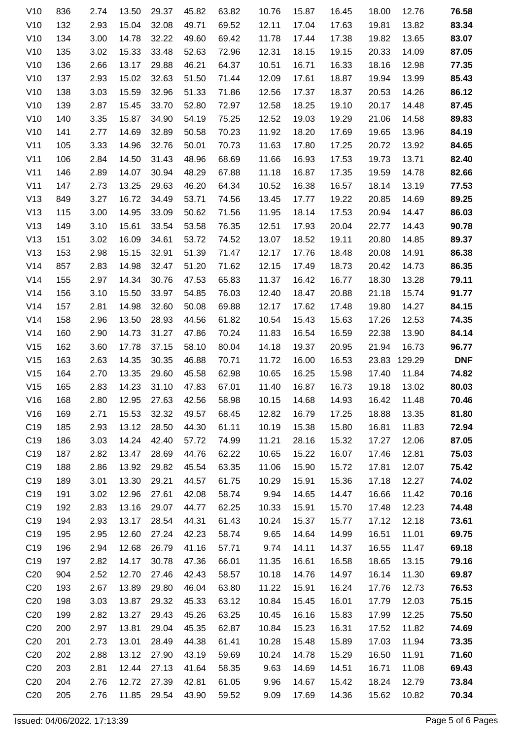| | | | | | | | | | | | | |
|---|---|---|---|---|---|---|---|---|---|---|---|---|
| V10 | 836 | 2.74 | 13.50 | 29.37 | 45.82 | 63.82 | 10.76 | 15.87 | 16.45 | 18.00 | 12.76 | **76.58** |
| V10 | 132 | 2.93 | 15.04 | 32.08 | 49.71 | 69.52 | 12.11 | 17.04 | 17.63 | 19.81 | 13.82 | **83.34** |
| V10 | 134 | 3.00 | 14.78 | 32.22 | 49.60 | 69.42 | 11.78 | 17.44 | 17.38 | 19.82 | 13.65 | **83.07** |
| V10 | 135 | 3.02 | 15.33 | 33.48 | 52.63 | 72.96 | 12.31 | 18.15 | 19.15 | 20.33 | 14.09 | **87.05** |
| V10 | 136 | 2.66 | 13.17 | 29.88 | 46.21 | 64.37 | 10.51 | 16.71 | 16.33 | 18.16 | 12.98 | **77.35** |
| V10 | 137 | 2.93 | 15.02 | 32.63 | 51.50 | 71.44 | 12.09 | 17.61 | 18.87 | 19.94 | 13.99 | **85.43** |
| V10 | 138 | 3.03 | 15.59 | 32.96 | 51.33 | 71.86 | 12.56 | 17.37 | 18.37 | 20.53 | 14.26 | **86.12** |
| V10 | 139 | 2.87 | 15.45 | 33.70 | 52.80 | 72.97 | 12.58 | 18.25 | 19.10 | 20.17 | 14.48 | **87.45** |
| V10 | 140 | 3.35 | 15.87 | 34.90 | 54.19 | 75.25 | 12.52 | 19.03 | 19.29 | 21.06 | 14.58 | **89.83** |
| V10 | 141 | 2.77 | 14.69 | 32.89 | 50.58 | 70.23 | 11.92 | 18.20 | 17.69 | 19.65 | 13.96 | **84.19** |
| V11 | 105 | 3.33 | 14.96 | 32.76 | 50.01 | 70.73 | 11.63 | 17.80 | 17.25 | 20.72 | 13.92 | **84.65** |
| V11 | 106 | 2.84 | 14.50 | 31.43 | 48.96 | 68.69 | 11.66 | 16.93 | 17.53 | 19.73 | 13.71 | **82.40** |
| V11 | 146 | 2.89 | 14.07 | 30.94 | 48.29 | 67.88 | 11.18 | 16.87 | 17.35 | 19.59 | 14.78 | **82.66** |
| V11 | 147 | 2.73 | 13.25 | 29.63 | 46.20 | 64.34 | 10.52 | 16.38 | 16.57 | 18.14 | 13.19 | **77.53** |
| V13 | 849 | 3.27 | 16.72 | 34.49 | 53.71 | 74.56 | 13.45 | 17.77 | 19.22 | 20.85 | 14.69 | **89.25** |
| V13 | 115 | 3.00 | 14.95 | 33.09 | 50.62 | 71.56 | 11.95 | 18.14 | 17.53 | 20.94 | 14.47 | **86.03** |
| V13 | 149 | 3.10 | 15.61 | 33.54 | 53.58 | 76.35 | 12.51 | 17.93 | 20.04 | 22.77 | 14.43 | **90.78** |
| V13 | 151 | 3.02 | 16.09 | 34.61 | 53.72 | 74.52 | 13.07 | 18.52 | 19.11 | 20.80 | 14.85 | **89.37** |
| V13 | 153 | 2.98 | 15.15 | 32.91 | 51.39 | 71.47 | 12.17 | 17.76 | 18.48 | 20.08 | 14.91 | **86.38** |
| V14 | 857 | 2.83 | 14.98 | 32.47 | 51.20 | 71.62 | 12.15 | 17.49 | 18.73 | 20.42 | 14.73 | **86.35** |
| V14 | 155 | 2.97 | 14.34 | 30.76 | 47.53 | 65.83 | 11.37 | 16.42 | 16.77 | 18.30 | 13.28 | **79.11** |
| V14 | 156 | 3.10 | 15.50 | 33.97 | 54.85 | 76.03 | 12.40 | 18.47 | 20.88 | 21.18 | 15.74 | **91.77** |
| V14 | 157 | 2.81 | 14.98 | 32.60 | 50.08 | 69.88 | 12.17 | 17.62 | 17.48 | 19.80 | 14.27 | **84.15** |
| V14 | 158 | 2.96 | 13.50 | 28.93 | 44.56 | 61.82 | 10.54 | 15.43 | 15.63 | 17.26 | 12.53 | **74.35** |
| V14 | 160 | 2.90 | 14.73 | 31.27 | 47.86 | 70.24 | 11.83 | 16.54 | 16.59 | 22.38 | 13.90 | **84.14** |
| V15 | 162 | 3.60 | 17.78 | 37.15 | 58.10 | 80.04 | 14.18 | 19.37 | 20.95 | 21.94 | 16.73 | **96.77** |
| V15 | 163 | 2.63 | 14.35 | 30.35 | 46.88 | 70.71 | 11.72 | 16.00 | 16.53 | 23.83 | 129.29 | **DNF** |
| V15 | 164 | 2.70 | 13.35 | 29.60 | 45.58 | 62.98 | 10.65 | 16.25 | 15.98 | 17.40 | 11.84 | **74.82** |
| V15 | 165 | 2.83 | 14.23 | 31.10 | 47.83 | 67.01 | 11.40 | 16.87 | 16.73 | 19.18 | 13.02 | **80.03** |
| V16 | 168 | 2.80 | 12.95 | 27.63 | 42.56 | 58.98 | 10.15 | 14.68 | 14.93 | 16.42 | 11.48 | **70.46** |
| V16 | 169 | 2.71 | 15.53 | 32.32 | 49.57 | 68.45 | 12.82 | 16.79 | 17.25 | 18.88 | 13.35 | **81.80** |
| C19 | 185 | 2.93 | 13.12 | 28.50 | 44.30 | 61.11 | 10.19 | 15.38 | 15.80 | 16.81 | 11.83 | **72.94** |
| C19 | 186 | 3.03 | 14.24 | 42.40 | 57.72 | 74.99 | 11.21 | 28.16 | 15.32 | 17.27 | 12.06 | **87.05** |
| C19 | 187 | 2.82 | 13.47 | 28.69 | 44.76 | 62.22 | 10.65 | 15.22 | 16.07 | 17.46 | 12.81 | **75.03** |
| C19 | 188 | 2.86 | 13.92 | 29.82 | 45.54 | 63.35 | 11.06 | 15.90 | 15.72 | 17.81 | 12.07 | **75.42** |
| C19 | 189 | 3.01 | 13.30 | 29.21 | 44.57 | 61.75 | 10.29 | 15.91 | 15.36 | 17.18 | 12.27 | **74.02** |
| C19 | 191 | 3.02 | 12.96 | 27.61 | 42.08 | 58.74 | 9.94 | 14.65 | 14.47 | 16.66 | 11.42 | **70.16** |
| C19 | 192 | 2.83 | 13.16 | 29.07 | 44.77 | 62.25 | 10.33 | 15.91 | 15.70 | 17.48 | 12.23 | **74.48** |
| C19 | 194 | 2.93 | 13.17 | 28.54 | 44.31 | 61.43 | 10.24 | 15.37 | 15.77 | 17.12 | 12.18 | **73.61** |
| C19 | 195 | 2.95 | 12.60 | 27.24 | 42.23 | 58.74 | 9.65 | 14.64 | 14.99 | 16.51 | 11.01 | **69.75** |
| C19 | 196 | 2.94 | 12.68 | 26.79 | 41.16 | 57.71 | 9.74 | 14.11 | 14.37 | 16.55 | 11.47 | **69.18** |
| C19 | 197 | 2.82 | 14.17 | 30.78 | 47.36 | 66.01 | 11.35 | 16.61 | 16.58 | 18.65 | 13.15 | **79.16** |
| C20 | 904 | 2.52 | 12.70 | 27.46 | 42.43 | 58.57 | 10.18 | 14.76 | 14.97 | 16.14 | 11.30 | **69.87** |
| C20 | 193 | 2.67 | 13.89 | 29.80 | 46.04 | 63.80 | 11.22 | 15.91 | 16.24 | 17.76 | 12.73 | **76.53** |
| C20 | 198 | 3.03 | 13.87 | 29.32 | 45.33 | 63.12 | 10.84 | 15.45 | 16.01 | 17.79 | 12.03 | **75.15** |
| C20 | 199 | 2.82 | 13.27 | 29.43 | 45.26 | 63.25 | 10.45 | 16.16 | 15.83 | 17.99 | 12.25 | **75.50** |
| C20 | 200 | 2.97 | 13.81 | 29.04 | 45.35 | 62.87 | 10.84 | 15.23 | 16.31 | 17.52 | 11.82 | **74.69** |
| C20 | 201 | 2.73 | 13.01 | 28.49 | 44.38 | 61.41 | 10.28 | 15.48 | 15.89 | 17.03 | 11.94 | **73.35** |
| C20 | 202 | 2.88 | 13.12 | 27.90 | 43.19 | 59.69 | 10.24 | 14.78 | 15.29 | 16.50 | 11.91 | **71.60** |
| C20 | 203 | 2.81 | 12.44 | 27.13 | 41.64 | 58.35 | 9.63 | 14.69 | 14.51 | 16.71 | 11.08 | **69.43** |
| C20 | 204 | 2.76 | 12.72 | 27.39 | 42.81 | 61.05 | 9.96 | 14.67 | 15.42 | 18.24 | 12.79 | **73.84** |
| C20 | 205 | 2.76 | 11.85 | 29.54 | 43.90 | 59.52 | 9.09 | 17.69 | 14.36 | 15.62 | 10.82 | **70.34** |

Issued: 04/06/2022. 17:13:39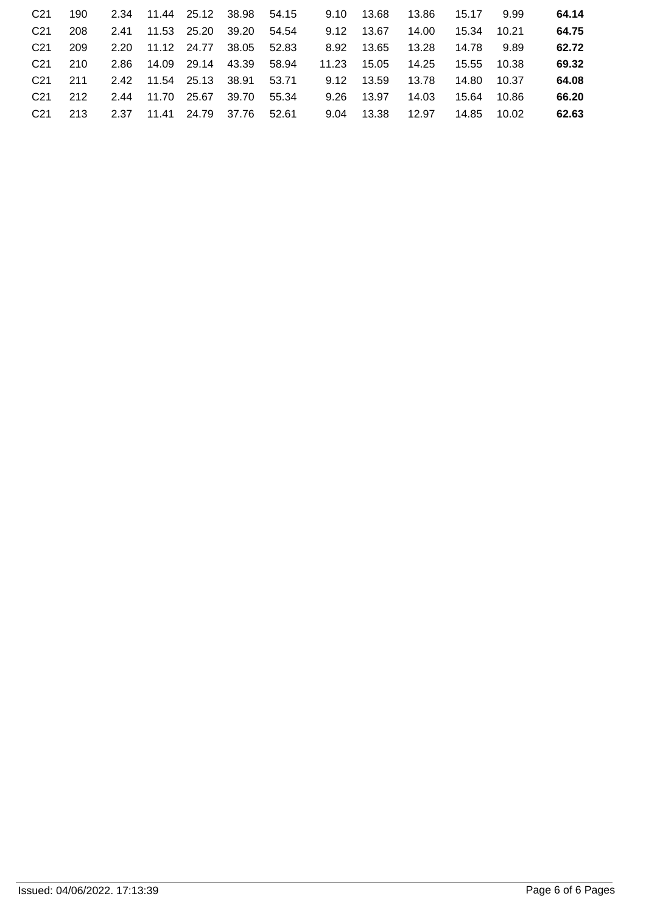| | | | | | | | | | | | | |
|---|---|---|---|---|---|---|---|---|---|---|---|---|
| C21 | 190 | 2.34 | 11.44 | 25.12 | 38.98 | 54.15 | 9.10 | 13.68 | 13.86 | 15.17 | 9.99 | **64.14** |
| C21 | 208 | 2.41 | 11.53 | 25.20 | 39.20 | 54.54 | 9.12 | 13.67 | 14.00 | 15.34 | 10.21 | **64.75** |
| C21 | 209 | 2.20 | 11.12 | 24.77 | 38.05 | 52.83 | 8.92 | 13.65 | 13.28 | 14.78 | 9.89 | **62.72** |
| C21 | 210 | 2.86 | 14.09 | 29.14 | 43.39 | 58.94 | 11.23 | 15.05 | 14.25 | 15.55 | 10.38 | **69.32** |
| C21 | 211 | 2.42 | 11.54 | 25.13 | 38.91 | 53.71 | 9.12 | 13.59 | 13.78 | 14.80 | 10.37 | **64.08** |
| C21 | 212 | 2.44 | 11.70 | 25.67 | 39.70 | 55.34 | 9.26 | 13.97 | 14.03 | 15.64 | 10.86 | **66.20** |
| C21 | 213 | 2.37 | 11.41 | 24.79 | 37.76 | 52.61 | 9.04 | 13.38 | 12.97 | 14.85 | 10.02 | **62.63** |

Issued: 04/06/2022. 17:13:39